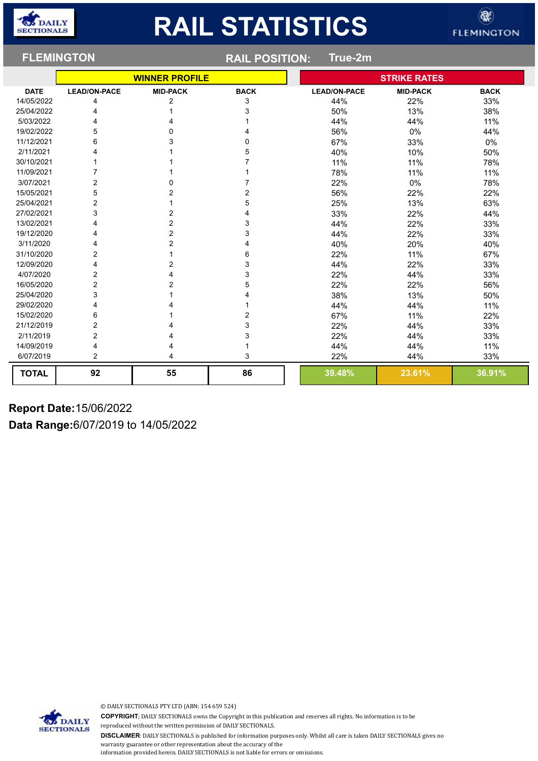# RAIL STATISTICS

## FLEMINGTON

**RAIL POSITION:** True-2m

| DATE | WINNER PROFILE | | | STRIKE RATES | | |
|---|---|---|---|---|---|---|
| | LEAD/ON-PACE | MID-PACK | BACK | LEAD/ON-PACE | MID-PACK | BACK |
| 14/05/2022 | 4 | 2 | 3 | 44% | 22% | 33% |
| 25/04/2022 | 4 | 1 | 3 | 50% | 13% | 38% |
| 5/03/2022 | 4 | 4 | 1 | 44% | 44% | 11% |
| 19/02/2022 | 5 | 0 | 4 | 56% | 0% | 44% |
| 11/12/2021 | 6 | 3 | 0 | 67% | 33% | 0% |
| 2/11/2021 | 4 | 1 | 5 | 40% | 10% | 50% |
| 30/10/2021 | 1 | 1 | 7 | 11% | 11% | 78% |
| 11/09/2021 | 7 | 1 | 1 | 78% | 11% | 11% |
| 3/07/2021 | 2 | 0 | 7 | 22% | 0% | 78% |
| 15/05/2021 | 5 | 2 | 2 | 56% | 22% | 22% |
| 25/04/2021 | 2 | 1 | 5 | 25% | 13% | 63% |
| 27/02/2021 | 3 | 2 | 4 | 33% | 22% | 44% |
| 13/02/2021 | 4 | 2 | 3 | 44% | 22% | 33% |
| 19/12/2020 | 4 | 2 | 3 | 44% | 22% | 33% |
| 3/11/2020 | 4 | 2 | 4 | 40% | 20% | 40% |
| 31/10/2020 | 2 | 1 | 6 | 22% | 11% | 67% |
| 12/09/2020 | 4 | 2 | 3 | 44% | 22% | 33% |
| 4/07/2020 | 2 | 4 | 3 | 22% | 44% | 33% |
| 16/05/2020 | 2 | 2 | 5 | 22% | 22% | 56% |
| 25/04/2020 | 3 | 1 | 4 | 38% | 13% | 50% |
| 29/02/2020 | 4 | 4 | 1 | 44% | 44% | 11% |
| 15/02/2020 | 6 | 1 | 2 | 67% | 11% | 22% |
| 21/12/2019 | 2 | 4 | 3 | 22% | 44% | 33% |
| 2/11/2019 | 2 | 4 | 3 | 22% | 44% | 33% |
| 14/09/2019 | 4 | 4 | 1 | 44% | 44% | 11% |
| 6/07/2019 | 2 | 4 | 3 | 22% | 44% | 33% |
| **TOTAL** | **92** | **55** | **86** | **39.48%** | **23.61%** | **36.91%** |

**Report Date:** 15/06/2022

**Data Range:** 6/07/2019 to 14/05/2022

© DAILY SECTIONALS PTY LTD (ABN: 154 659 524)

**COPYRIGHT**; DAILY SECTIONALS owns the Copyright in this publication and reserves all rights. No information is to be reproduced without the written permission of DAILY SECTIONALS.

**DISCLAIMER**: DAILY SECTIONALS is published for information purposes only. Whilst all care is taken DAILY SECTIONALS gives no warranty guarantee or other representation about the accuracy of the information provided herein. DAILY SECTIONALS is not liable for errors or omissions.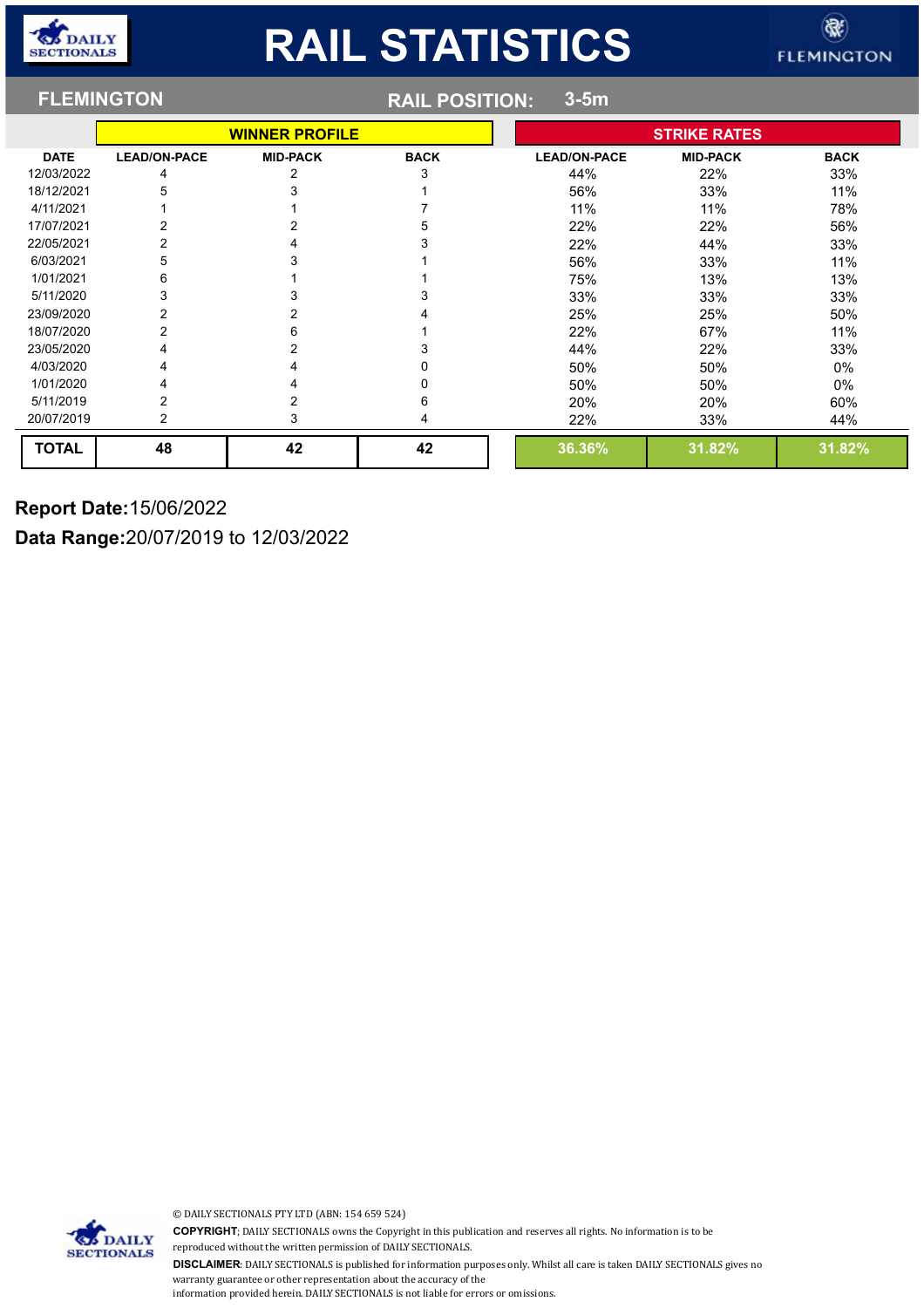# RAIL STATISTICS

## FLEMINGTON

**RAIL POSITION:** 3-5m

| | WINNER PROFILE | | | STRIKE RATES | | |
|---|---|---|---|---|---|---|
| **DATE** | **LEAD/ON-PACE** | **MID-PACK** | **BACK** | **LEAD/ON-PACE** | **MID-PACK** | **BACK** |
| 12/03/2022 | 4 | 2 | 3 | 44% | 22% | 33% |
| 18/12/2021 | 5 | 3 | 1 | 56% | 33% | 11% |
| 4/11/2021 | 1 | 1 | 7 | 11% | 11% | 78% |
| 17/07/2021 | 2 | 2 | 5 | 22% | 22% | 56% |
| 22/05/2021 | 2 | 4 | 3 | 22% | 44% | 33% |
| 6/03/2021 | 5 | 3 | 1 | 56% | 33% | 11% |
| 1/01/2021 | 6 | 1 | 1 | 75% | 13% | 13% |
| 5/11/2020 | 3 | 3 | 3 | 33% | 33% | 33% |
| 23/09/2020 | 2 | 2 | 4 | 25% | 25% | 50% |
| 18/07/2020 | 2 | 6 | 1 | 22% | 67% | 11% |
| 23/05/2020 | 4 | 2 | 3 | 44% | 22% | 33% |
| 4/03/2020 | 4 | 4 | 0 | 50% | 50% | 0% |
| 1/01/2020 | 4 | 4 | 0 | 50% | 50% | 0% |
| 5/11/2019 | 2 | 2 | 6 | 20% | 20% | 60% |
| 20/07/2019 | 2 | 3 | 4 | 22% | 33% | 44% |
| **TOTAL** | **48** | **42** | **42** | **36.36%** | **31.82%** | **31.82%** |

**Report Date:** 15/06/2022

**Data Range:** 20/07/2019 to 12/03/2022

© DAILY SECTIONALS PTY LTD (ABN: 154 659 524)

**COPYRIGHT**; DAILY SECTIONALS owns the Copyright in this publication and reserves all rights. No information is to be reproduced without the written permission of DAILY SECTIONALS.

**DISCLAIMER**: DAILY SECTIONALS is published for information purposes only. Whilst all care is taken DAILY SECTIONALS gives no warranty guarantee or other representation about the accuracy of the information provided herein. DAILY SECTIONALS is not liable for errors or omissions.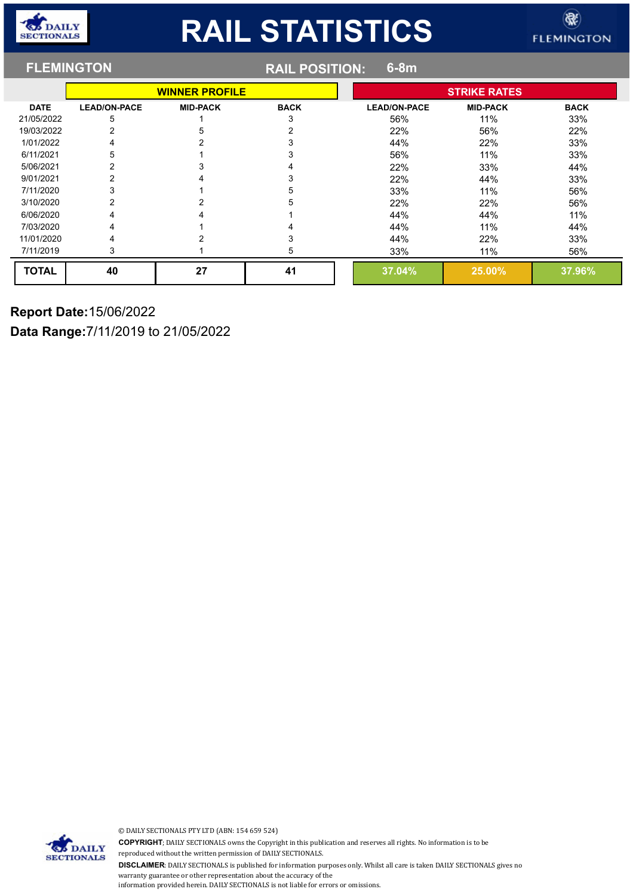# RAIL STATISTICS

## FLEMINGTON

**RAIL POSITION:** 6-8m

| DATE | WINNER PROFILE | | | STRIKE RATES | | |
|---|---|---|---|---|---|---|
| | LEAD/ON-PACE | MID-PACK | BACK | LEAD/ON-PACE | MID-PACK | BACK |
| 21/05/2022 | 5 | 1 | 3 | 56% | 11% | 33% |
| 19/03/2022 | 2 | 5 | 2 | 22% | 56% | 22% |
| 1/01/2022 | 4 | 2 | 3 | 44% | 22% | 33% |
| 6/11/2021 | 5 | 1 | 3 | 56% | 11% | 33% |
| 5/06/2021 | 2 | 3 | 4 | 22% | 33% | 44% |
| 9/01/2021 | 2 | 4 | 3 | 22% | 44% | 33% |
| 7/11/2020 | 3 | 1 | 5 | 33% | 11% | 56% |
| 3/10/2020 | 2 | 2 | 5 | 22% | 22% | 56% |
| 6/06/2020 | 4 | 4 | 1 | 44% | 44% | 11% |
| 7/03/2020 | 4 | 1 | 4 | 44% | 11% | 44% |
| 11/01/2020 | 4 | 2 | 3 | 44% | 22% | 33% |
| 7/11/2019 | 3 | 1 | 5 | 33% | 11% | 56% |
| **TOTAL** | **40** | **27** | **41** | **37.04%** | **25.00%** | **37.96%** |

**Report Date:** 15/06/2022

**Data Range:** 7/11/2019 to 21/05/2022

© DAILY SECTIONALS PTY LTD (ABN: 154 659 524)

**COPYRIGHT**; DAILY SECTIONALS owns the Copyright in this publication and reserves all rights. No information is to be reproduced without the written permission of DAILY SECTIONALS.

**DISCLAIMER**: DAILY SECTIONALS is published for information purposes only. Whilst all care is taken DAILY SECTIONALS gives no warranty guarantee or other representation about the accuracy of the information provided herein. DAILY SECTIONALS is not liable for errors or omissions.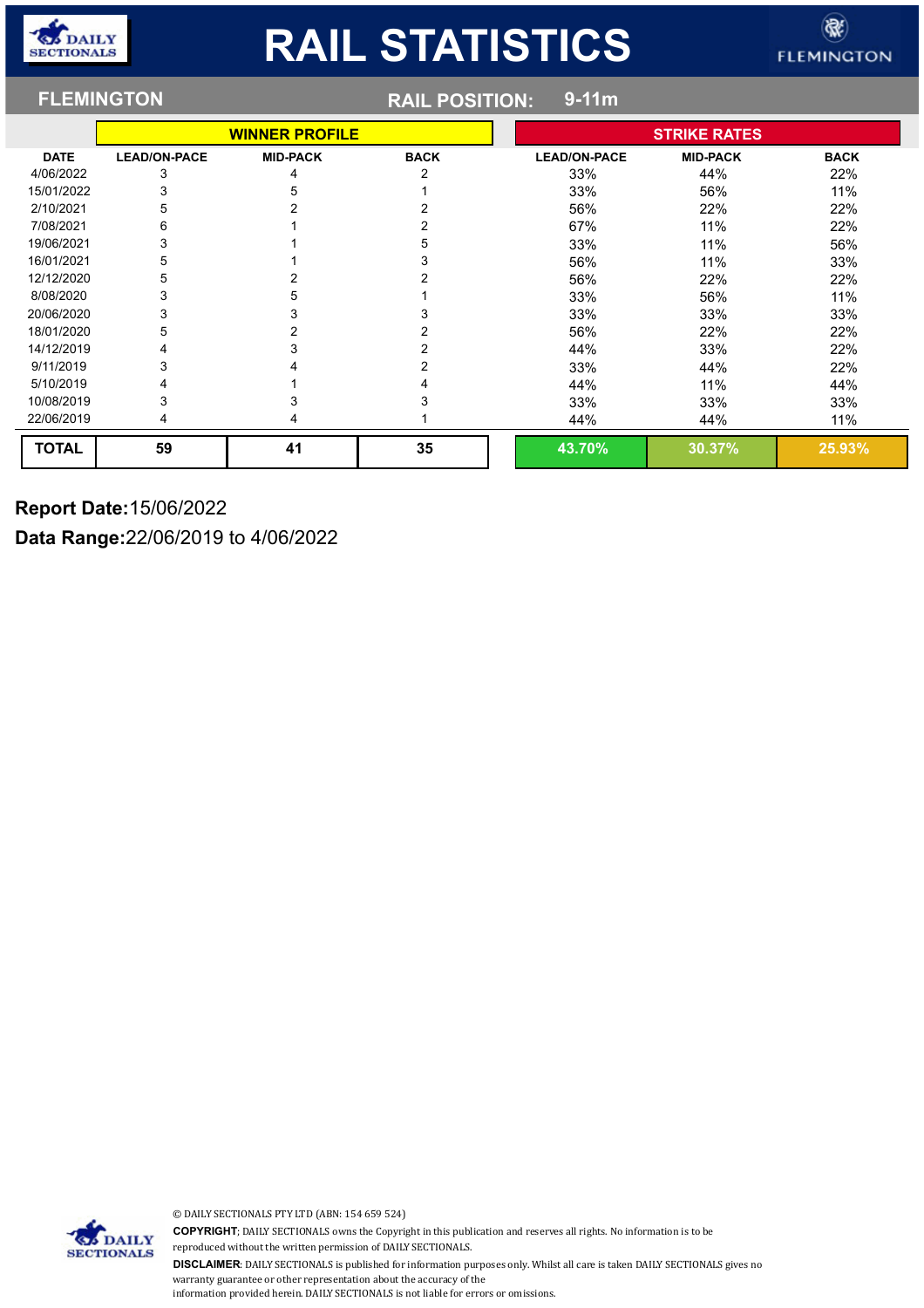# RAIL STATISTICS

## FLEMINGTON

**RAIL POSITION:** 9-11m

| DATE | WINNER PROFILE | | | STRIKE RATES | | |
|---|---|---|---|---|---|---|
| | LEAD/ON-PACE | MID-PACK | BACK | LEAD/ON-PACE | MID-PACK | BACK |
| 4/06/2022 | 3 | 4 | 2 | 33% | 44% | 22% |
| 15/01/2022 | 3 | 5 | 1 | 33% | 56% | 11% |
| 2/10/2021 | 5 | 2 | 2 | 56% | 22% | 22% |
| 7/08/2021 | 6 | 1 | 2 | 67% | 11% | 22% |
| 19/06/2021 | 3 | 1 | 5 | 33% | 11% | 56% |
| 16/01/2021 | 5 | 1 | 3 | 56% | 11% | 33% |
| 12/12/2020 | 5 | 2 | 2 | 56% | 22% | 22% |
| 8/08/2020 | 3 | 5 | 1 | 33% | 56% | 11% |
| 20/06/2020 | 3 | 3 | 3 | 33% | 33% | 33% |
| 18/01/2020 | 5 | 2 | 2 | 56% | 22% | 22% |
| 14/12/2019 | 4 | 3 | 2 | 44% | 33% | 22% |
| 9/11/2019 | 3 | 4 | 2 | 33% | 44% | 22% |
| 5/10/2019 | 4 | 1 | 4 | 44% | 11% | 44% |
| 10/08/2019 | 3 | 3 | 3 | 33% | 33% | 33% |
| 22/06/2019 | 4 | 4 | 1 | 44% | 44% | 11% |
| **TOTAL** | **59** | **41** | **35** | **43.70%** | **30.37%** | **25.93%** |

**Report Date:** 15/06/2022

**Data Range:** 22/06/2019 to 4/06/2022

© DAILY SECTIONALS PTY LTD (ABN: 154 659 524)

**COPYRIGHT**; DAILY SECTIONALS owns the Copyright in this publication and reserves all rights. No information is to be reproduced without the written permission of DAILY SECTIONALS.

**DISCLAIMER**: DAILY SECTIONALS is published for information purposes only. Whilst all care is taken DAILY SECTIONALS gives no warranty guarantee or other representation about the accuracy of the information provided herein. DAILY SECTIONALS is not liable for errors or omissions.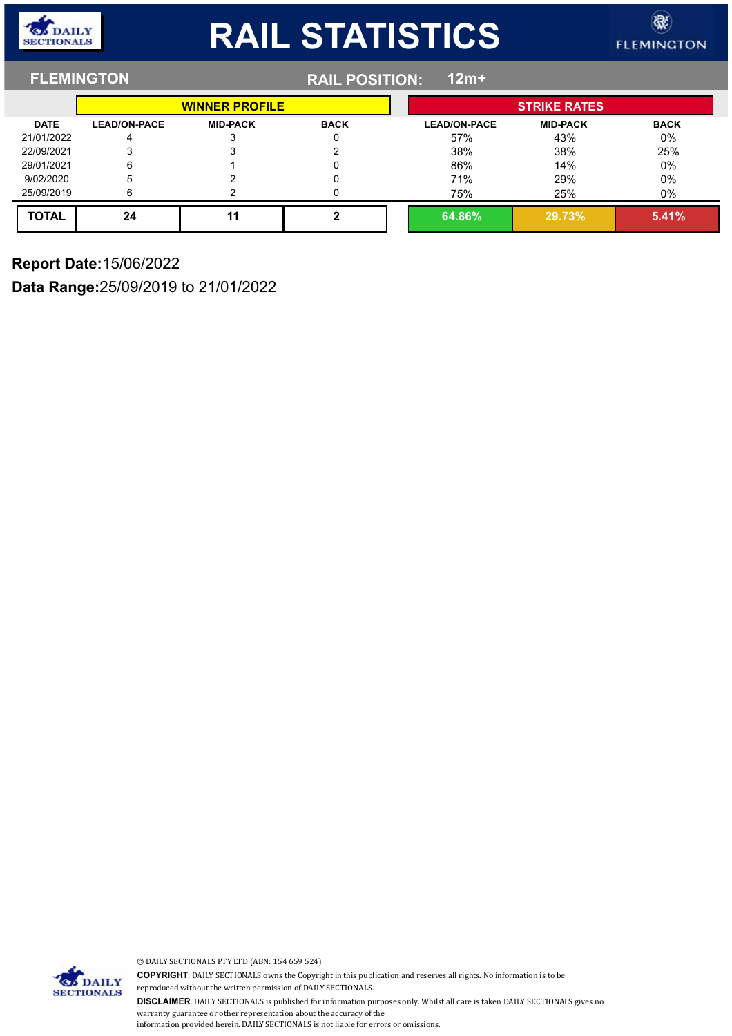# RAIL STATISTICS

## FLEMINGTON

**RAIL POSITION:** 12m+

| DATE | WINNER PROFILE | | | STRIKE RATES | | |
|---|---|---|---|---|---|---|
| | LEAD/ON-PACE | MID-PACK | BACK | LEAD/ON-PACE | MID-PACK | BACK |
| 21/01/2022 | 4 | 3 | 0 | 57% | 43% | 0% |
| 22/09/2021 | 3 | 3 | 2 | 38% | 38% | 25% |
| 29/01/2021 | 6 | 1 | 0 | 86% | 14% | 0% |
| 9/02/2020 | 5 | 2 | 0 | 71% | 29% | 0% |
| 25/09/2019 | 6 | 2 | 0 | 75% | 25% | 0% |
| **TOTAL** | **24** | **11** | **2** | **64.86%** | **29.73%** | **5.41%** |

**Report Date:**15/06/2022

**Data Range:**25/09/2019 to 21/01/2022

© DAILY SECTIONALS PTY LTD (ABN: 154 659 524)

**COPYRIGHT**; DAILY SECTIONALS owns the Copyright in this publication and reserves all rights. No information is to be reproduced without the written permission of DAILY SECTIONALS.

**DISCLAIMER**: DAILY SECTIONALS is published for information purposes only. Whilst all care is taken DAILY SECTIONALS gives no warranty guarantee or other representation about the accuracy of the information provided herein. DAILY SECTIONALS is not liable for errors or omissions.